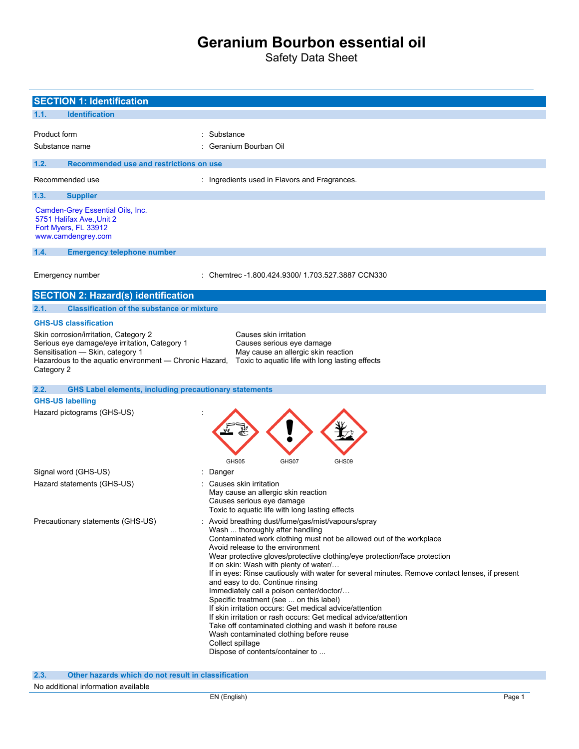# Geranium Bourbon essential oil

Safety Data Sheet

## SECTION 1: Identification

### 1.1. Identification

| | |
|---|---|
| Product form | : Substance |
| Substance name | : Geranium Bourban Oil |

### 1.2. Recommended use and restrictions on use

| | |
|---|---|
| Recommended use | : Ingredients used in Flavors and Fragrances. |

### 1.3. Supplier

Camden-Grey Essential Oils, Inc.
5751 Halifax Ave.,Unit 2
Fort Myers, FL 33912
www.camdengrey.com

### 1.4. Emergency telephone number

| | |
|---|---|
| Emergency number | : Chemtrec -1.800.424.9300/ 1.703.527.3887 CCN330 |

## SECTION 2: Hazard(s) identification

### 2.1. Classification of the substance or mixture

**GHS-US classification**

| | |
|---|---|
| Skin corrosion/irritation, Category 2 | Causes skin irritation |
| Serious eye damage/eye irritation, Category 1 | Causes serious eye damage |
| Sensitisation — Skin, category 1 | May cause an allergic skin reaction |
| Hazardous to the aquatic environment — Chronic Hazard, Category 2 | Toxic to aquatic life with long lasting effects |

### 2.2. GHS Label elements, including precautionary statements

**GHS-US labelling**

Hazard pictograms (GHS-US) :

GHS05 GHS07 GHS09

Signal word (GHS-US) : Danger

Hazard statements (GHS-US) :
Causes skin irritation
May cause an allergic skin reaction
Causes serious eye damage
Toxic to aquatic life with long lasting effects

Precautionary statements (GHS-US) :
Avoid breathing dust/fume/gas/mist/vapours/spray
Wash ... thoroughly after handling
Contaminated work clothing must not be allowed out of the workplace
Avoid release to the environment
Wear protective gloves/protective clothing/eye protection/face protection
If on skin: Wash with plenty of water/…
If in eyes: Rinse cautiously with water for several minutes. Remove contact lenses, if present and easy to do. Continue rinsing
Immediately call a poison center/doctor/…
Specific treatment (see ... on this label)
If skin irritation occurs: Get medical advice/attention
If skin irritation or rash occurs: Get medical advice/attention
Take off contaminated clothing and wash it before reuse
Wash contaminated clothing before reuse
Collect spillage
Dispose of contents/container to ...

### 2.3. Other hazards which do not result in classification

No additional information available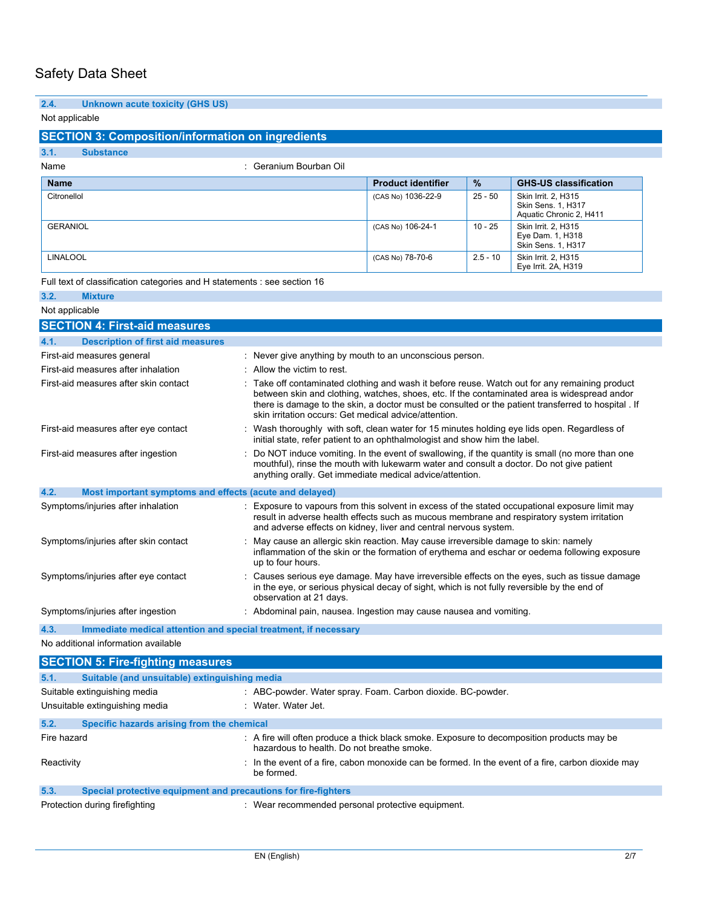### 2.4. Unknown acute toxicity (GHS US)

Not applicable

## SECTION 3: Composition/information on ingredients

### 3.1. Substance

Name : Geranium Bourban Oil

| Name | Product identifier | % | GHS-US classification |
|---|---|---|---|
| Citronellol | (CAS No) 1036-22-9 | 25 - 50 | Skin Irrit. 2, H315<br>Skin Sens. 1, H317<br>Aquatic Chronic 2, H411 |
| GERANIOL | (CAS No) 106-24-1 | 10 - 25 | Skin Irrit. 2, H315<br>Eye Dam. 1, H318<br>Skin Sens. 1, H317 |
| LINALOOL | (CAS No) 78-70-6 | 2.5 - 10 | Skin Irrit. 2, H315<br>Eye Irrit. 2A, H319 |

Full text of classification categories and H statements : see section 16

### 3.2. Mixture

Not applicable

## SECTION 4: First-aid measures

### 4.1. Description of first aid measures

First-aid measures general : Never give anything by mouth to an unconscious person.

First-aid measures after inhalation : Allow the victim to rest.

First-aid measures after skin contact : Take off contaminated clothing and wash it before reuse. Watch out for any remaining product between skin and clothing, watches, shoes, etc. If the contaminated area is widespread andor there is damage to the skin, a doctor must be consulted or the patient transferred to hospital . If skin irritation occurs: Get medical advice/attention.

First-aid measures after eye contact : Wash thoroughly with soft, clean water for 15 minutes holding eye lids open. Regardless of initial state, refer patient to an ophthalmologist and show him the label.

First-aid measures after ingestion : Do NOT induce vomiting. In the event of swallowing, if the quantity is small (no more than one mouthful), rinse the mouth with lukewarm water and consult a doctor. Do not give patient anything orally. Get immediate medical advice/attention.

### 4.2. Most important symptoms and effects (acute and delayed)

Symptoms/injuries after inhalation : Exposure to vapours from this solvent in excess of the stated occupational exposure limit may result in adverse health effects such as mucous membrane and respiratory system irritation and adverse effects on kidney, liver and central nervous system.

Symptoms/injuries after skin contact : May cause an allergic skin reaction. May cause irreversible damage to skin: namely inflammation of the skin or the formation of erythema and eschar or oedema following exposure up to four hours.

Symptoms/injuries after eye contact : Causes serious eye damage. May have irreversible effects on the eyes, such as tissue damage in the eye, or serious physical decay of sight, which is not fully reversible by the end of observation at 21 days.

Symptoms/injuries after ingestion : Abdominal pain, nausea. Ingestion may cause nausea and vomiting.

### 4.3. Immediate medical attention and special treatment, if necessary

No additional information available

## SECTION 5: Fire-fighting measures

### 5.1. Suitable (and unsuitable) extinguishing media

Suitable extinguishing media : ABC-powder. Water spray. Foam. Carbon dioxide. BC-powder.

Unsuitable extinguishing media : Water. Water Jet.

### 5.2. Specific hazards arising from the chemical

Fire hazard : A fire will often produce a thick black smoke. Exposure to decomposition products may be hazardous to health. Do not breathe smoke.

Reactivity : In the event of a fire, cabon monoxide can be formed. In the event of a fire, carbon dioxide may be formed.

### 5.3. Special protective equipment and precautions for fire-fighters

Protection during firefighting : Wear recommended personal protective equipment.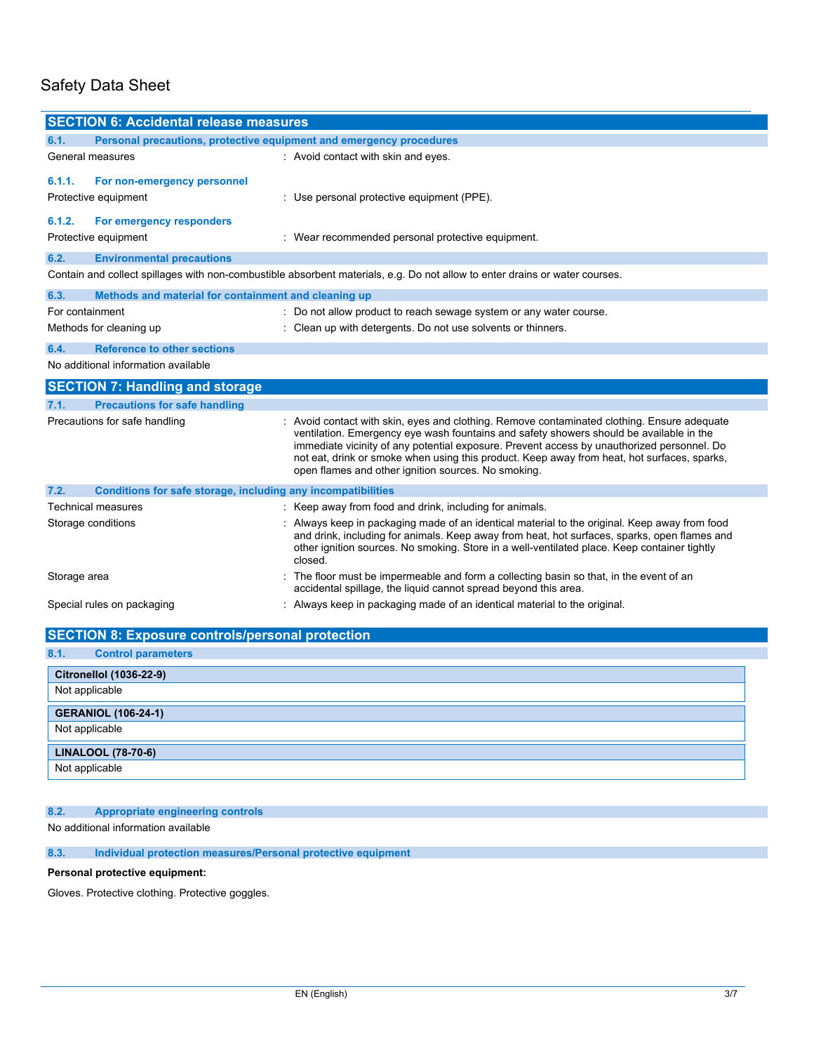Safety Data Sheet

## SECTION 6: Accidental release measures

### 6.1. Personal precautions, protective equipment and emergency procedures

General measures : Avoid contact with skin and eyes.

#### 6.1.1. For non-emergency personnel

Protective equipment : Use personal protective equipment (PPE).

#### 6.1.2. For emergency responders

Protective equipment : Wear recommended personal protective equipment.

### 6.2. Environmental precautions

Contain and collect spillages with non-combustible absorbent materials, e.g. Do not allow to enter drains or water courses.

### 6.3. Methods and material for containment and cleaning up

For containment : Do not allow product to reach sewage system or any water course.

Methods for cleaning up : Clean up with detergents. Do not use solvents or thinners.

### 6.4. Reference to other sections

No additional information available

## SECTION 7: Handling and storage

### 7.1. Precautions for safe handling

Precautions for safe handling : Avoid contact with skin, eyes and clothing. Remove contaminated clothing. Ensure adequate ventilation. Emergency eye wash fountains and safety showers should be available in the immediate vicinity of any potential exposure. Prevent access by unauthorized personnel. Do not eat, drink or smoke when using this product. Keep away from heat, hot surfaces, sparks, open flames and other ignition sources. No smoking.

### 7.2. Conditions for safe storage, including any incompatibilities

Technical measures : Keep away from food and drink, including for animals.

Storage conditions : Always keep in packaging made of an identical material to the original. Keep away from food and drink, including for animals. Keep away from heat, hot surfaces, sparks, open flames and other ignition sources. No smoking. Store in a well-ventilated place. Keep container tightly closed.

Storage area : The floor must be impermeable and form a collecting basin so that, in the event of an accidental spillage, the liquid cannot spread beyond this area.

Special rules on packaging : Always keep in packaging made of an identical material to the original.

## SECTION 8: Exposure controls/personal protection

### 8.1. Control parameters

| Citronellol (1036-22-9) |
|---|
| Not applicable |

| GERANIOL (106-24-1) |
|---|
| Not applicable |

| LINALOOL (78-70-6) |
|---|
| Not applicable |

### 8.2. Appropriate engineering controls

No additional information available

### 8.3. Individual protection measures/Personal protective equipment

**Personal protective equipment:**

Gloves. Protective clothing. Protective goggles.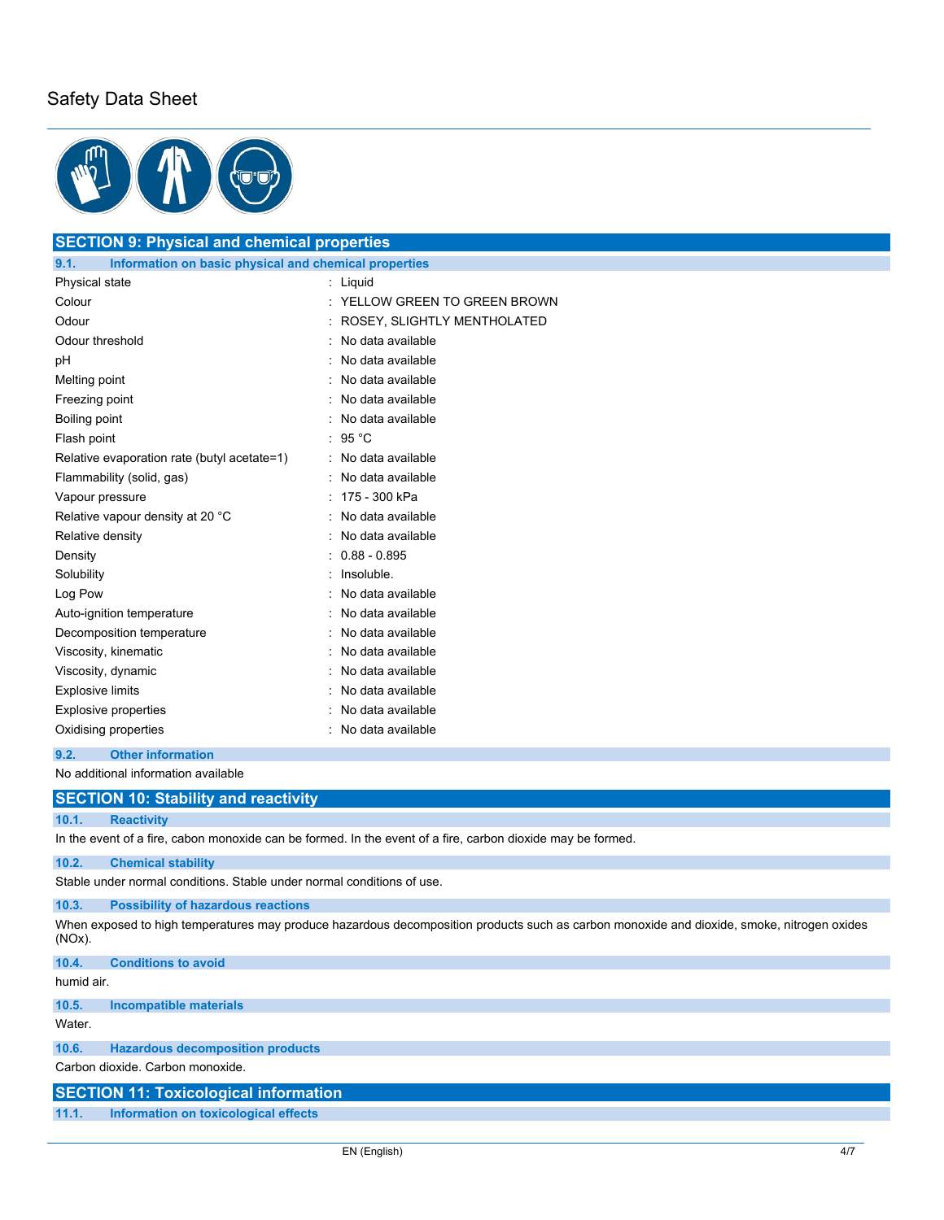## SECTION 9: Physical and chemical properties

### 9.1. Information on basic physical and chemical properties

| | |
|---|---|
| Physical state | : Liquid |
| Colour | : YELLOW GREEN TO GREEN BROWN |
| Odour | : ROSEY, SLIGHTLY MENTHOLATED |
| Odour threshold | : No data available |
| pH | : No data available |
| Melting point | : No data available |
| Freezing point | : No data available |
| Boiling point | : No data available |
| Flash point | : 95 °C |
| Relative evaporation rate (butyl acetate=1) | : No data available |
| Flammability (solid, gas) | : No data available |
| Vapour pressure | : 175 - 300 kPa |
| Relative vapour density at 20 °C | : No data available |
| Relative density | : No data available |
| Density | : 0.88 - 0.895 |
| Solubility | : Insoluble. |
| Log Pow | : No data available |
| Auto-ignition temperature | : No data available |
| Decomposition temperature | : No data available |
| Viscosity, kinematic | : No data available |
| Viscosity, dynamic | : No data available |
| Explosive limits | : No data available |
| Explosive properties | : No data available |
| Oxidising properties | : No data available |

### 9.2. Other information

No additional information available

## SECTION 10: Stability and reactivity

### 10.1. Reactivity

In the event of a fire, cabon monoxide can be formed. In the event of a fire, carbon dioxide may be formed.

### 10.2. Chemical stability

Stable under normal conditions. Stable under normal conditions of use.

### 10.3. Possibility of hazardous reactions

When exposed to high temperatures may produce hazardous decomposition products such as carbon monoxide and dioxide, smoke, nitrogen oxides (NOx).

### 10.4. Conditions to avoid

humid air.

### 10.5. Incompatible materials

Water.

### 10.6. Hazardous decomposition products

Carbon dioxide. Carbon monoxide.

## SECTION 11: Toxicological information

### 11.1. Information on toxicological effects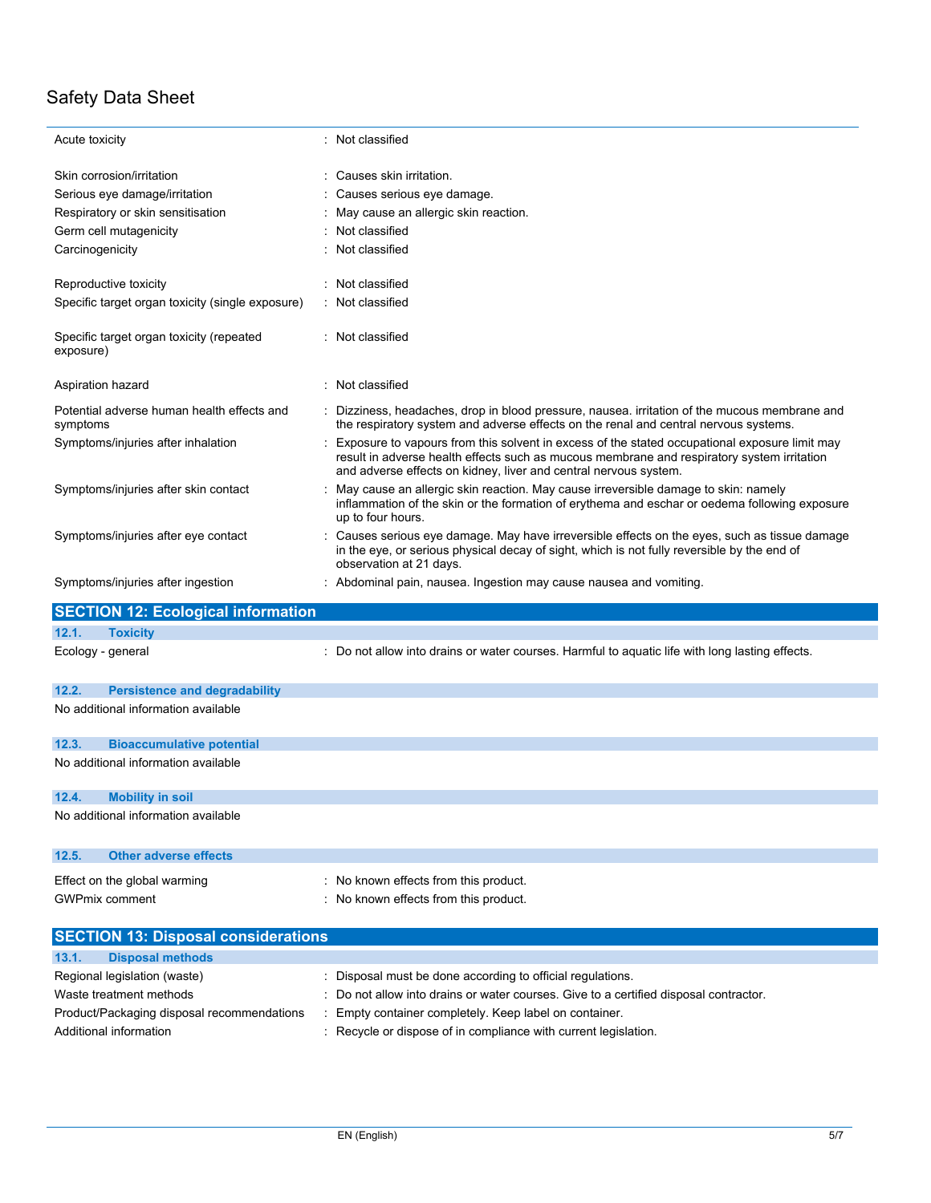| | |
|---|---|
| Acute toxicity | : Not classified |
| Skin corrosion/irritation | : Causes skin irritation. |
| Serious eye damage/irritation | : Causes serious eye damage. |
| Respiratory or skin sensitisation | : May cause an allergic skin reaction. |
| Germ cell mutagenicity | : Not classified |
| Carcinogenicity | : Not classified |
| Reproductive toxicity | : Not classified |
| Specific target organ toxicity (single exposure) | : Not classified |
| Specific target organ toxicity (repeated exposure) | : Not classified |
| Aspiration hazard | : Not classified |
| Potential adverse human health effects and symptoms | : Dizziness, headaches, drop in blood pressure, nausea. irritation of the mucous membrane and the respiratory system and adverse effects on the renal and central nervous systems. |
| Symptoms/injuries after inhalation | : Exposure to vapours from this solvent in excess of the stated occupational exposure limit may result in adverse health effects such as mucous membrane and respiratory system irritation and adverse effects on kidney, liver and central nervous system. |
| Symptoms/injuries after skin contact | : May cause an allergic skin reaction. May cause irreversible damage to skin: namely inflammation of the skin or the formation of erythema and eschar or oedema following exposure up to four hours. |
| Symptoms/injuries after eye contact | : Causes serious eye damage. May have irreversible effects on the eyes, such as tissue damage in the eye, or serious physical decay of sight, which is not fully reversible by the end of observation at 21 days. |
| Symptoms/injuries after ingestion | : Abdominal pain, nausea. Ingestion may cause nausea and vomiting. |

## SECTION 12: Ecological information

### 12.1. Toxicity

| | |
|---|---|
| Ecology - general | : Do not allow into drains or water courses. Harmful to aquatic life with long lasting effects. |

### 12.2. Persistence and degradability

No additional information available

### 12.3. Bioaccumulative potential

No additional information available

### 12.4. Mobility in soil

No additional information available

### 12.5. Other adverse effects

| | |
|---|---|
| Effect on the global warming | : No known effects from this product. |
| GWPmix comment | : No known effects from this product. |

## SECTION 13: Disposal considerations

### 13.1. Disposal methods

| | |
|---|---|
| Regional legislation (waste) | : Disposal must be done according to official regulations. |
| Waste treatment methods | : Do not allow into drains or water courses. Give to a certified disposal contractor. |
| Product/Packaging disposal recommendations | : Empty container completely. Keep label on container. |
| Additional information | : Recycle or dispose of in compliance with current legislation. |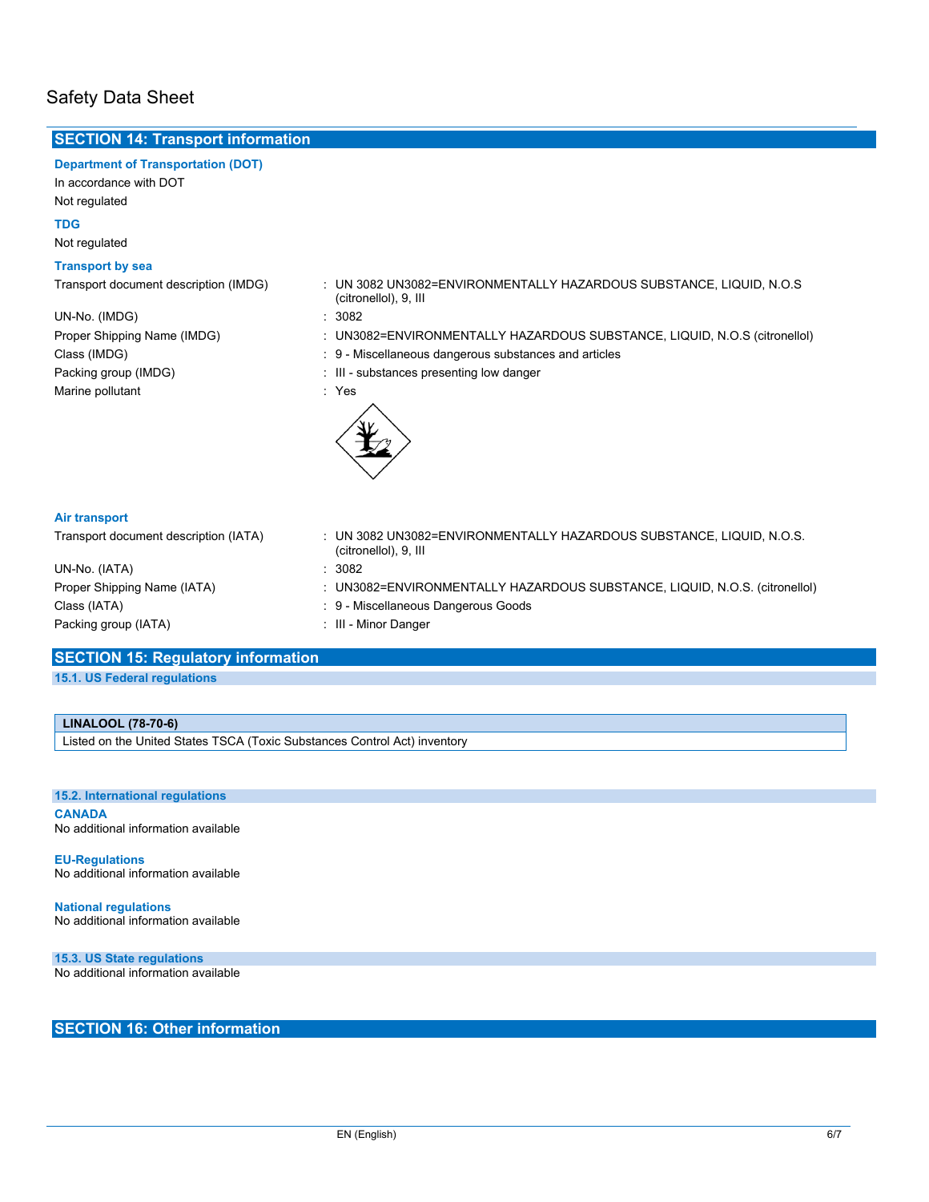## SECTION 14: Transport information

**Department of Transportation (DOT)**

In accordance with DOT

Not regulated

**TDG**

Not regulated

**Transport by sea**

Transport document description (IMDG) : UN 3082 UN3082=ENVIRONMENTALLY HAZARDOUS SUBSTANCE, LIQUID, N.O.S (citronellol), 9, III

UN-No. (IMDG) : 3082

Proper Shipping Name (IMDG) : UN3082=ENVIRONMENTALLY HAZARDOUS SUBSTANCE, LIQUID, N.O.S (citronellol)

Class (IMDG) : 9 - Miscellaneous dangerous substances and articles

Packing group (IMDG) : III - substances presenting low danger

Marine pollutant : Yes

**Air transport**

Transport document description (IATA) : UN 3082 UN3082=ENVIRONMENTALLY HAZARDOUS SUBSTANCE, LIQUID, N.O.S. (citronellol), 9, III

UN-No. (IATA) : 3082

Proper Shipping Name (IATA) : UN3082=ENVIRONMENTALLY HAZARDOUS SUBSTANCE, LIQUID, N.O.S. (citronellol)

Class (IATA) : 9 - Miscellaneous Dangerous Goods

Packing group (IATA) : III - Minor Danger

## SECTION 15: Regulatory information

### 15.1. US Federal regulations

| LINALOOL (78-70-6) |
|---|
| Listed on the United States TSCA (Toxic Substances Control Act) inventory |

### 15.2. International regulations

**CANADA**

No additional information available

**EU-Regulations**

No additional information available

**National regulations**

No additional information available

### 15.3. US State regulations

No additional information available

## SECTION 16: Other information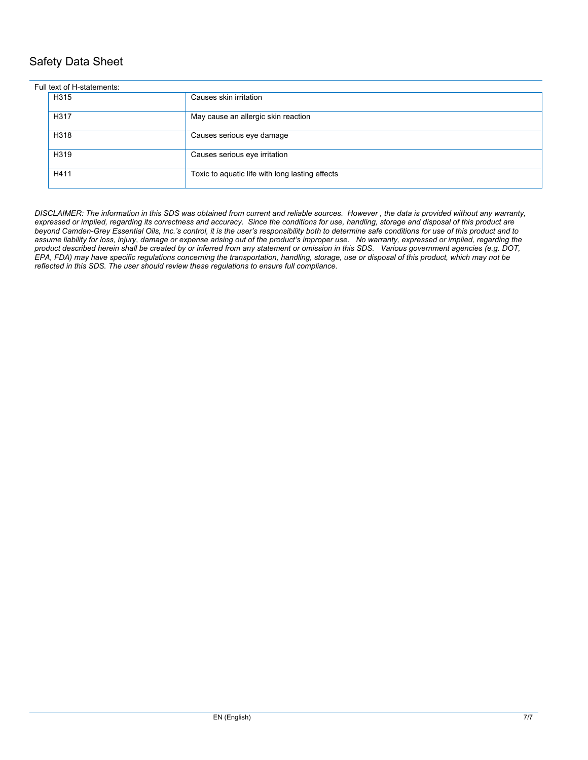# Safety Data Sheet

Full text of H-statements:

| | |
|---|---|
| H315 | Causes skin irritation |
| H317 | May cause an allergic skin reaction |
| H318 | Causes serious eye damage |
| H319 | Causes serious eye irritation |
| H411 | Toxic to aquatic life with long lasting effects |

*DISCLAIMER: The information in this SDS was obtained from current and reliable sources. However , the data is provided without any warranty, expressed or implied, regarding its correctness and accuracy. Since the conditions for use, handling, storage and disposal of this product are beyond Camden-Grey Essential Oils, Inc.'s control, it is the user's responsibility both to determine safe conditions for use of this product and to assume liability for loss, injury, damage or expense arising out of the product's improper use. No warranty, expressed or implied, regarding the product described herein shall be created by or inferred from any statement or omission in this SDS. Various government agencies (e.g. DOT, EPA, FDA) may have specific regulations concerning the transportation, handling, storage, use or disposal of this product, which may not be reflected in this SDS. The user should review these regulations to ensure full compliance.*

EN (English)